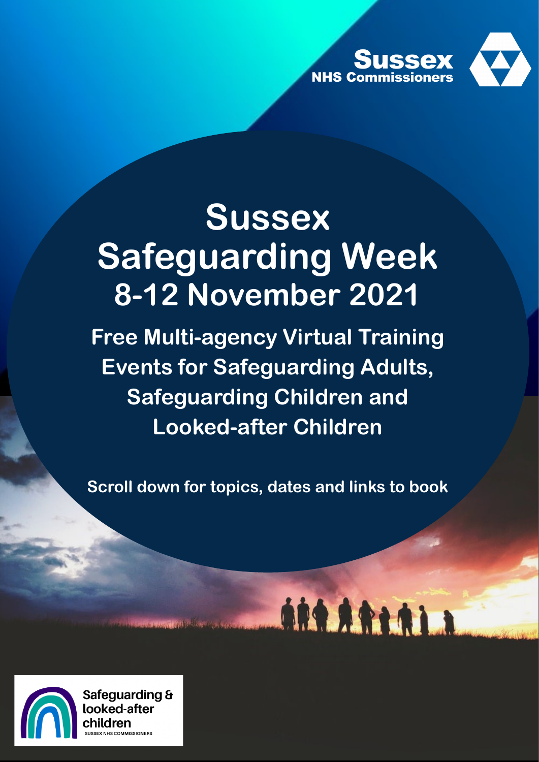Sussex
NHS Commissioners

# Sussex Safeguarding Week
## 8-12 November 2021

**Free Multi-agency Virtual Training Events for Safeguarding Adults, Safeguarding Children and Looked-after Children**

**Scroll down for topics, dates and links to book**

Safeguarding & looked-after children
SUSSEX NHS COMMISSIONERS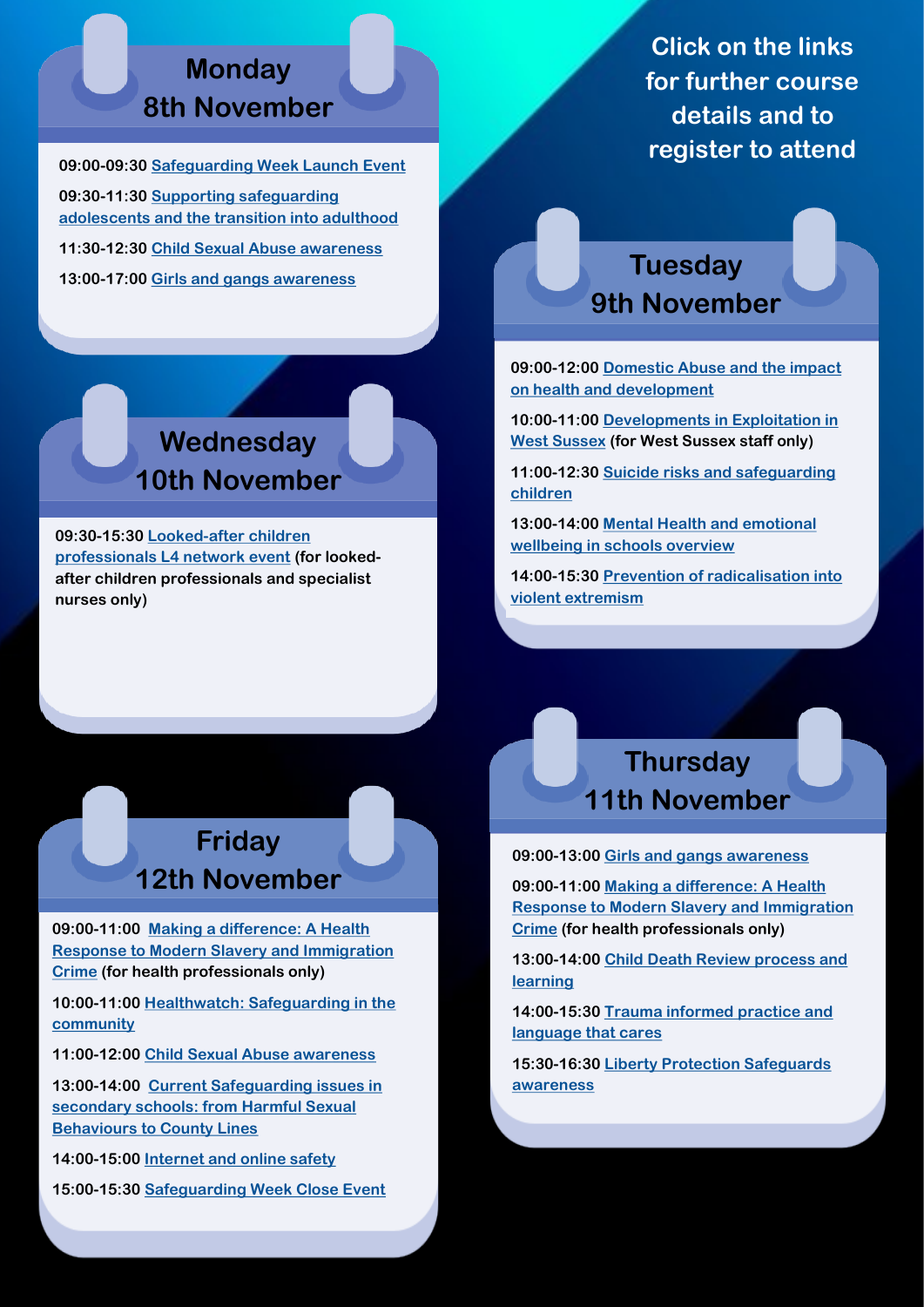## Monday 8th November

**09:00-09:30** Safeguarding Week Launch Event

**09:30-11:30** Supporting safeguarding adolescents and the transition into adulthood

**11:30-12:30** Child Sexual Abuse awareness

**13:00-17:00** Girls and gangs awareness

**Click on the links for further course details and to register to attend**

## Tuesday 9th November

**09:00-12:00** Domestic Abuse and the impact on health and development

**10:00-11:00** Developments in Exploitation in West Sussex **(for West Sussex staff only)**

**11:00-12:30** Suicide risks and safeguarding children

**13:00-14:00** Mental Health and emotional wellbeing in schools overview

**14:00-15:30** Prevention of radicalisation into violent extremism

## Wednesday 10th November

**09:30-15:30** Looked-after children professionals L4 network event **(for looked-after children professionals and specialist nurses only)**

## Thursday 11th November

**09:00-13:00** Girls and gangs awareness

**09:00-11:00** Making a difference: A Health Response to Modern Slavery and Immigration Crime **(for health professionals only)**

**13:00-14:00** Child Death Review process and learning

**14:00-15:30** Trauma informed practice and language that cares

**15:30-16:30** Liberty Protection Safeguards awareness

## Friday 12th November

**09:00-11:00** Making a difference: A Health Response to Modern Slavery and Immigration Crime **(for health professionals only)**

**10:00-11:00** Healthwatch: Safeguarding in the community

**11:00-12:00** Child Sexual Abuse awareness

**13:00-14:00** Current Safeguarding issues in secondary schools: from Harmful Sexual Behaviours to County Lines

**14:00-15:00** Internet and online safety

**15:00-15:30** Safeguarding Week Close Event